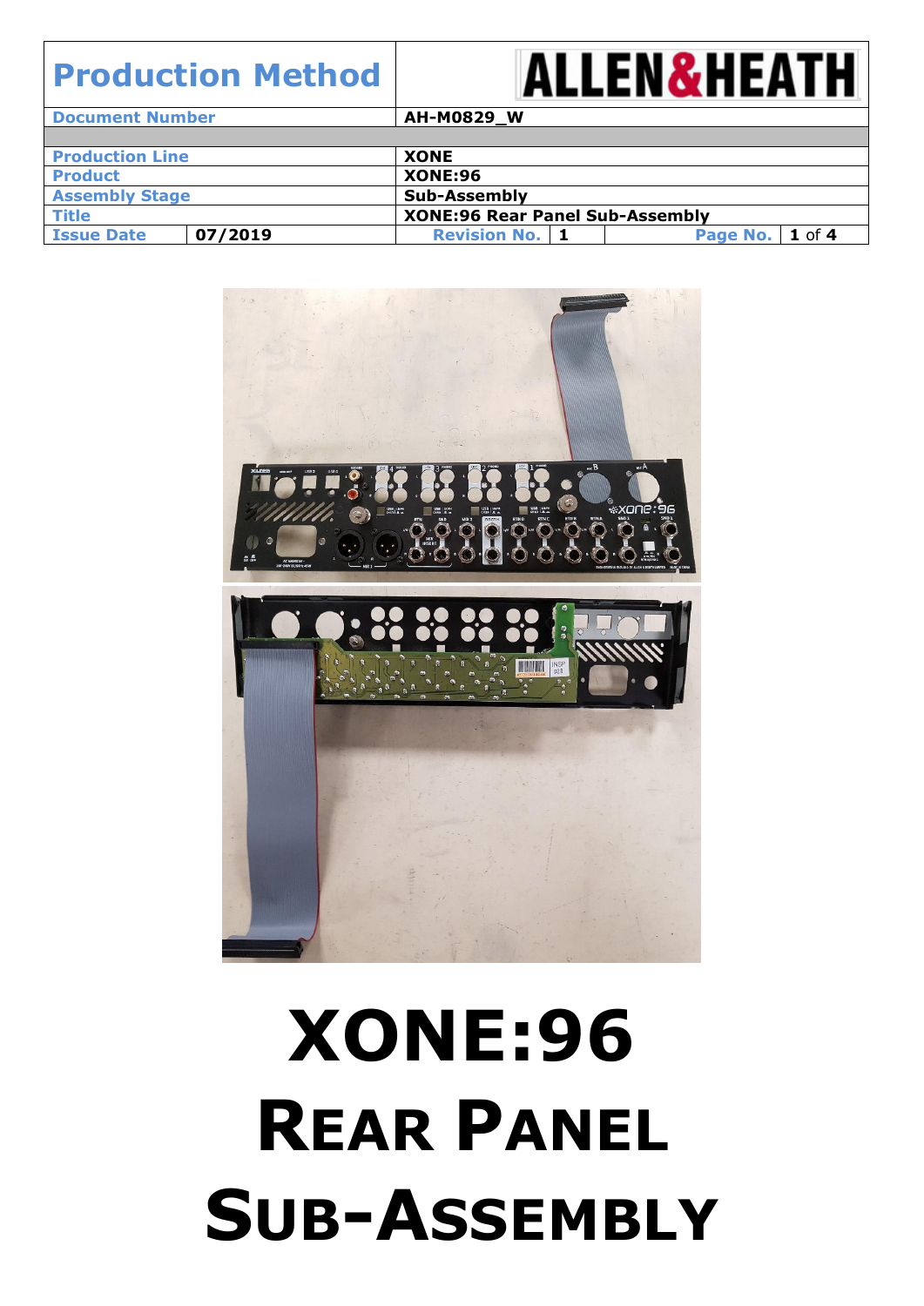| Production Method | | ALLEN&HEATH | | | |
|---|---|---|---|---|---|
| Document Number | | AH-M0829_W | | | |
| | | | | | |
| Production Line | | XONE | | | |
| Product | | XONE:96 | | | |
| Assembly Stage | | Sub-Assembly | | | |
| Title | | XONE:96 Rear Panel Sub-Assembly | | | |
| Issue Date | 07/2019 | Revision No. | 1 | Page No. | 1 of 4 |

# XONE:96
# REAR PANEL SUB-ASSEMBLY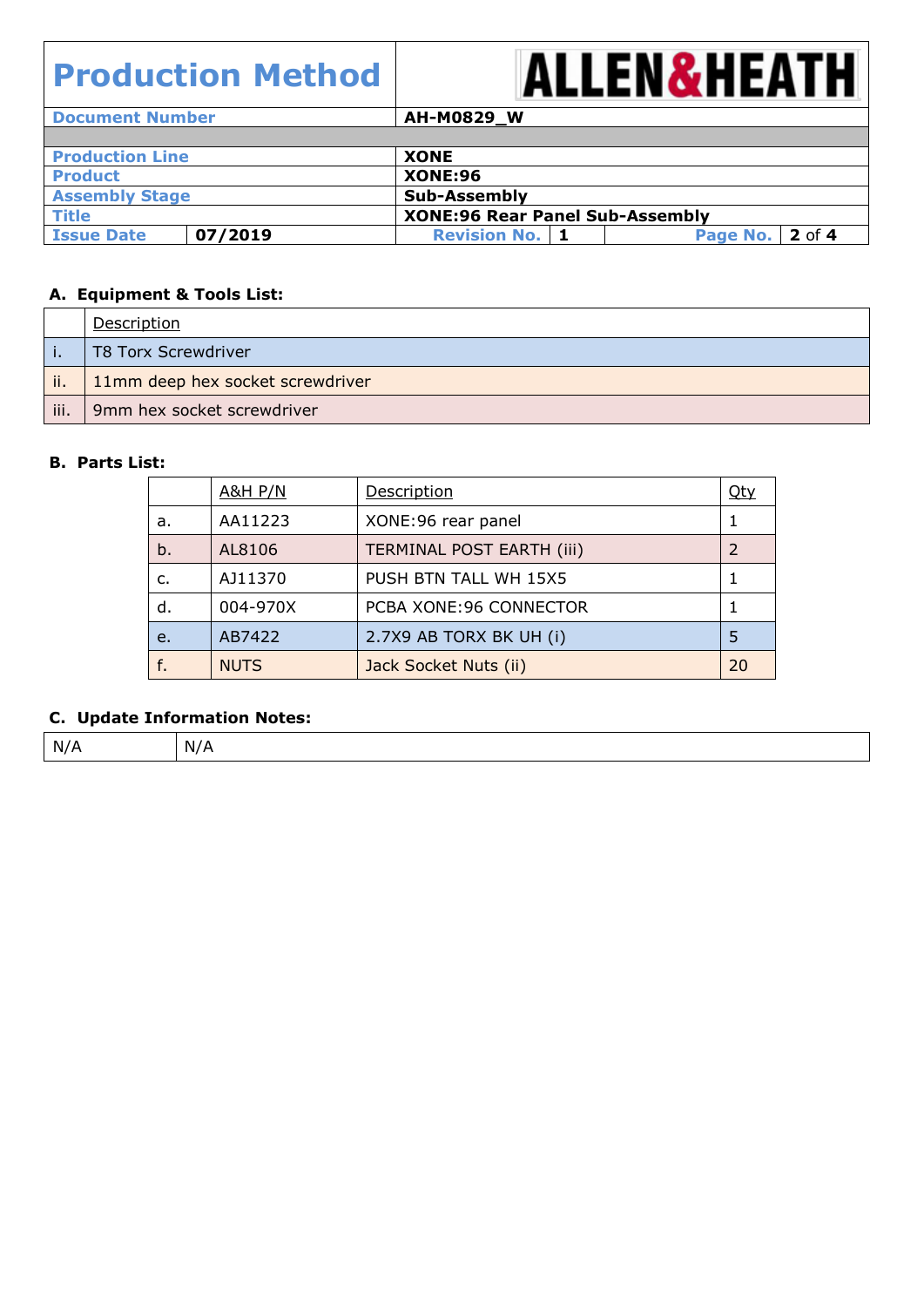| **Production Method** | | ALLEN&HEATH | | | |
|---|---|---|---|---|---|
| **Document Number** | | **AH-M0829_W** | | | |
| | | | | | |
| **Production Line** | | **XONE** | | | |
| **Product** | | **XONE:96** | | | |
| **Assembly Stage** | | **Sub-Assembly** | | | |
| **Title** | | **XONE:96 Rear Panel Sub-Assembly** | | | |
| **Issue Date** | **07/2019** | **Revision No.** | **1** | **Page No.** | **2 of 4** |

### A. Equipment & Tools List:

| | Description |
|---|---|
| i. | T8 Torx Screwdriver |
| ii. | 11mm deep hex socket screwdriver |
| iii. | 9mm hex socket screwdriver |

### B. Parts List:

| | A&H P/N | Description | Qty |
|---|---|---|---|
| a. | AA11223 | XONE:96 rear panel | 1 |
| b. | AL8106 | TERMINAL POST EARTH (iii) | 2 |
| c. | AJ11370 | PUSH BTN TALL WH 15X5 | 1 |
| d. | 004-970X | PCBA XONE:96 CONNECTOR | 1 |
| e. | AB7422 | 2.7X9 AB TORX BK UH (i) | 5 |
| f. | NUTS | Jack Socket Nuts (ii) | 20 |

### C. Update Information Notes:

| N/A | N/A |
|---|---|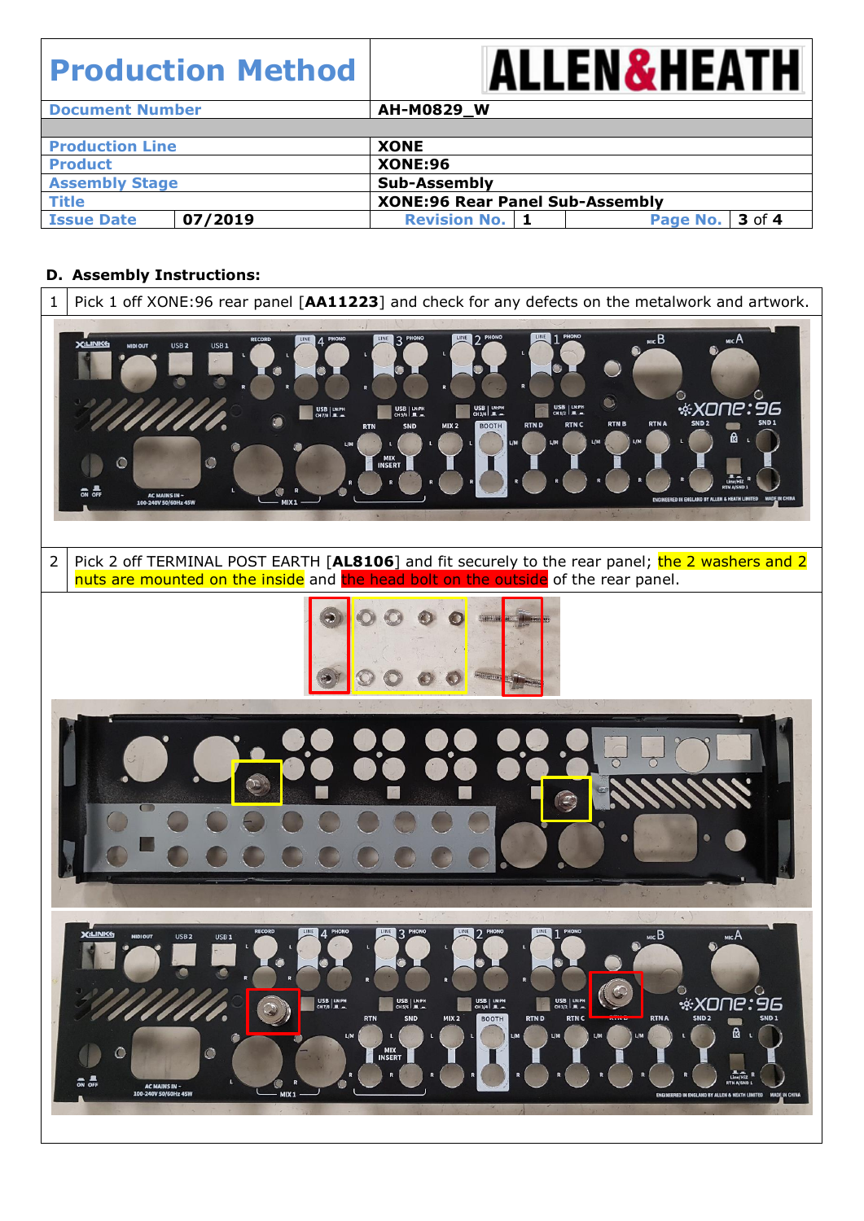# Production Method

**ALLEN&HEATH**

| Document Number | | AH-M0829_W | | | |
|---|---|---|---|---|---|
| | | | | | |
| Production Line | | XONE | | | |
| Product | | XONE:96 | | | |
| Assembly Stage | | Sub-Assembly | | | |
| Title | | XONE:96 Rear Panel Sub-Assembly | | | |
| Issue Date | 07/2019 | Revision No. | 1 | Page No. | 3 of 4 |

## D. Assembly Instructions:

1 Pick 1 off XONE:96 rear panel [**AA11223**] and check for any defects on the metalwork and artwork.

2 Pick 2 off TERMINAL POST EARTH [**AL8106**] and fit securely to the rear panel; the 2 washers and 2 nuts are mounted on the inside and the head bolt on the outside of the rear panel.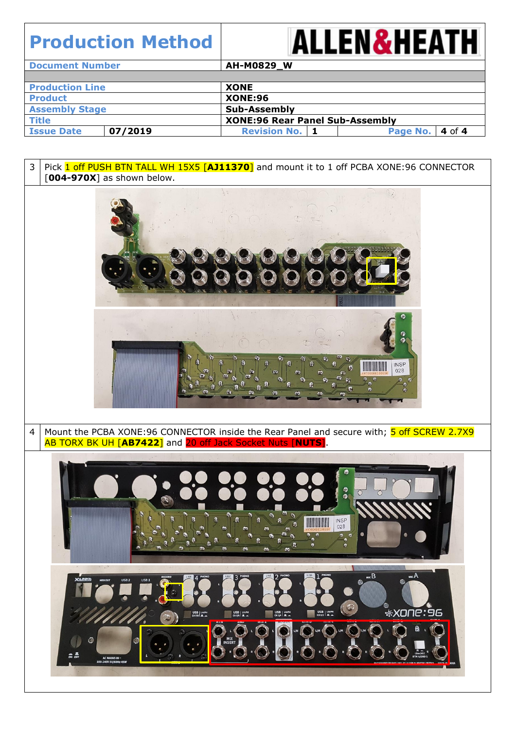| Production Method | ALLEN&HEATH | | |
|---|---|---|---|
| Document Number | AH-M0829_W | | |
| | | | |
| Production Line | XONE | | |
| Product | XONE:96 | | |
| Assembly Stage | Sub-Assembly | | |
| Title | XONE:96 Rear Panel Sub-Assembly | | |
| Issue Date | 07/2019 | Revision No. 1 | Page No. 4 of 4 |

| | |
|---|---|
| 3 | Pick 1 off PUSH BTN TALL WH 15X5 [**AJ11370**] and mount it to 1 off PCBA XONE:96 CONNECTOR [**004-970X**] as shown below. |
| 4 | Mount the PCBA XONE:96 CONNECTOR inside the Rear Panel and secure with; 5 off SCREW 2.7X9 AB TORX BK UH [**AB7422**] and 20 off Jack Socket Nuts [**NUTS**]. |